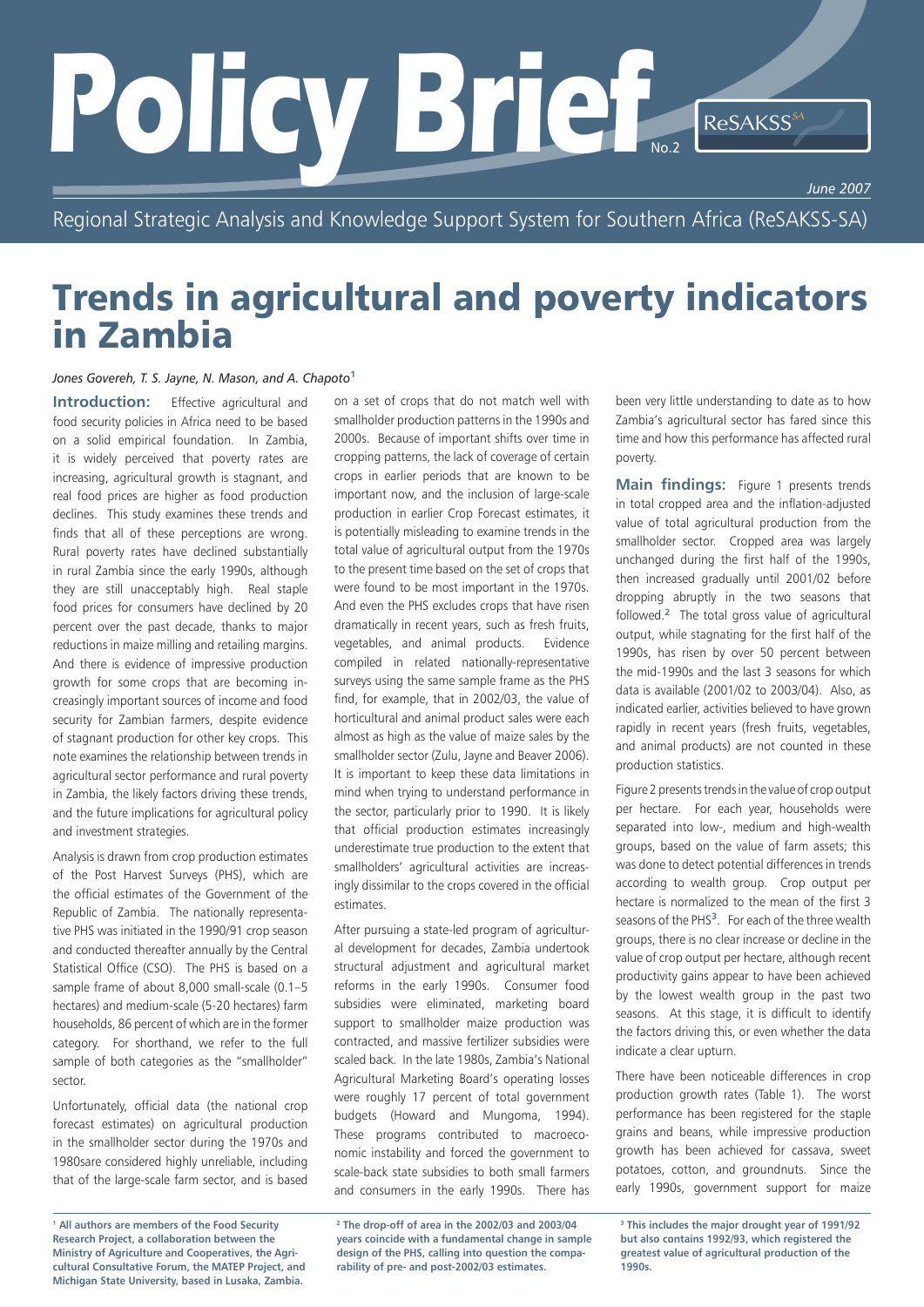# Policy Brief No.2

ReSAKSS-SA

*June 2007*

Regional Strategic Analysis and Knowledge Support System for Southern Africa (ReSAKSS-SA)

# Trends in agricultural and poverty indicators in Zambia

*Jones Govereh, T. S. Jayne, N. Mason, and A. Chapoto*[1]

**Introduction:** Effective agricultural and food security policies in Africa need to be based on a solid empirical foundation. In Zambia, it is widely perceived that poverty rates are increasing, agricultural growth is stagnant, and real food prices are higher as food production declines. This study examines these trends and finds that all of these perceptions are wrong. Rural poverty rates have declined substantially in rural Zambia since the early 1990s, although they are still unacceptably high. Real staple food prices for consumers have declined by 20 percent over the past decade, thanks to major reductions in maize milling and retailing margins. And there is evidence of impressive production growth for some crops that are becoming increasingly important sources of income and food security for Zambian farmers, despite evidence of stagnant production for other key crops. This note examines the relationship between trends in agricultural sector performance and rural poverty in Zambia, the likely factors driving these trends, and the future implications for agricultural policy and investment strategies.

Analysis is drawn from crop production estimates of the Post Harvest Surveys (PHS), which are the official estimates of the Government of the Republic of Zambia. The nationally representative PHS was initiated in the 1990/91 crop season and conducted thereafter annually by the Central Statistical Office (CSO). The PHS is based on a sample frame of about 8,000 small-scale (0.1–5 hectares) and medium-scale (5-20 hectares) farm households, 86 percent of which are in the former category. For shorthand, we refer to the full sample of both categories as the "smallholder" sector.

Unfortunately, official data (the national crop forecast estimates) on agricultural production in the smallholder sector during the 1970s and 1980sare considered highly unreliable, including that of the large-scale farm sector, and is based on a set of crops that do not match well with smallholder production patterns in the 1990s and 2000s. Because of important shifts over time in cropping patterns, the lack of coverage of certain crops in earlier periods that are known to be important now, and the inclusion of large-scale production in earlier Crop Forecast estimates, it is potentially misleading to examine trends in the total value of agricultural output from the 1970s to the present time based on the set of crops that were found to be most important in the 1970s. And even the PHS excludes crops that have risen dramatically in recent years, such as fresh fruits, vegetables, and animal products. Evidence compiled in related nationally-representative surveys using the same sample frame as the PHS find, for example, that in 2002/03, the value of horticultural and animal product sales were each almost as high as the value of maize sales by the smallholder sector (Zulu, Jayne and Beaver 2006). It is important to keep these data limitations in mind when trying to understand performance in the sector, particularly prior to 1990. It is likely that official production estimates increasingly underestimate true production to the extent that smallholders' agricultural activities are increasingly dissimilar to the crops covered in the official estimates.

After pursuing a state-led program of agricultural development for decades, Zambia undertook structural adjustment and agricultural market reforms in the early 1990s. Consumer food subsidies were eliminated, marketing board support to smallholder maize production was contracted, and massive fertilizer subsidies were scaled back. In the late 1980s, Zambia's National Agricultural Marketing Board's operating losses were roughly 17 percent of total government budgets (Howard and Mungoma, 1994). These programs contributed to macroeconomic instability and forced the government to scale-back state subsidies to both small farmers and consumers in the early 1990s. There has been very little understanding to date as to how Zambia's agricultural sector has fared since this time and how this performance has affected rural poverty.

**Main findings:** Figure 1 presents trends in total cropped area and the inflation-adjusted value of total agricultural production from the smallholder sector. Cropped area was largely unchanged during the first half of the 1990s, then increased gradually until 2001/02 before dropping abruptly in the two seasons that followed.[2] The total gross value of agricultural output, while stagnating for the first half of the 1990s, has risen by over 50 percent between the mid-1990s and the last 3 seasons for which data is available (2001/02 to 2003/04). Also, as indicated earlier, activities believed to have grown rapidly in recent years (fresh fruits, vegetables, and animal products) are not counted in these production statistics.

Figure 2 presents trends in the value of crop output per hectare. For each year, households were separated into low-, medium and high-wealth groups, based on the value of farm assets; this was done to detect potential differences in trends according to wealth group. Crop output per hectare is normalized to the mean of the first 3 seasons of the PHS[3]. For each of the three wealth groups, there is no clear increase or decline in the value of crop output per hectare, although recent productivity gains appear to have been achieved by the lowest wealth group in the past two seasons. At this stage, it is difficult to identify the factors driving this, or even whether the data indicate a clear upturn.

There have been noticeable differences in crop production growth rates (Table 1). The worst performance has been registered for the staple grains and beans, while impressive production growth has been achieved for cassava, sweet potatoes, cotton, and groundnuts. Since the early 1990s, government support for maize

---

[1] **All authors are members of the Food Security Research Project, a collaboration between the Ministry of Agriculture and Cooperatives, the Agricultural Consultative Forum, the MATEP Project, and Michigan State University, based in Lusaka, Zambia.**

[2] **The drop-off of area in the 2002/03 and 2003/04 years coincide with a fundamental change in sample design of the PHS, calling into question the comparability of pre- and post-2002/03 estimates.**

[3] **This includes the major drought year of 1991/92 but also contains 1992/93, which registered the greatest value of agricultural production of the 1990s.**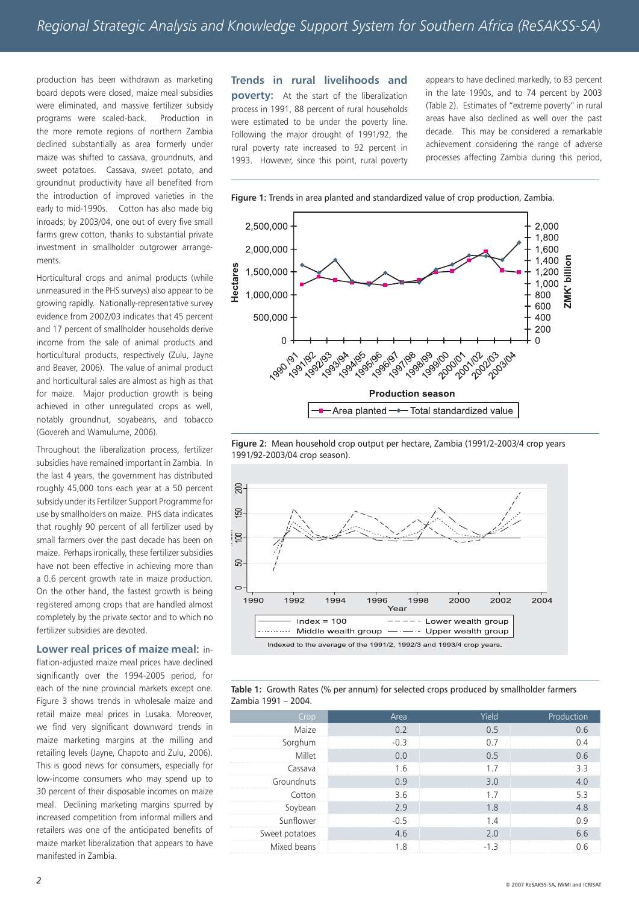production has been withdrawn as marketing board depots were closed, maize meal subsidies were eliminated, and massive fertilizer subsidy programs were scaled-back. Production in the more remote regions of northern Zambia declined substantially as area formerly under maize was shifted to cassava, groundnuts, and sweet potatoes. Cassava, sweet potato, and groundnut productivity have all benefited from the introduction of improved varieties in the early to mid-1990s. Cotton has also made big inroads; by 2003/04, one out of every five small farms grew cotton, thanks to substantial private investment in smallholder outgrower arrangements.

Horticultural crops and animal products (while unmeasured in the PHS surveys) also appear to be growing rapidly. Nationally-representative survey evidence from 2002/03 indicates that 45 percent and 17 percent of smallholder households derive income from the sale of animal products and horticultural products, respectively (Zulu, Jayne and Beaver, 2006). The value of animal product and horticultural sales are almost as high as that for maize. Major production growth is being achieved in other unregulated crops as well, notably groundnut, soyabeans, and tobacco (Govereh and Wamulume, 2006).

Throughout the liberalization process, fertilizer subsidies have remained important in Zambia. In the last 4 years, the government has distributed roughly 45,000 tons each year at a 50 percent subsidy under its Fertilizer Support Programme for use by smallholders on maize. PHS data indicates that roughly 90 percent of all fertilizer used by small farmers over the past decade has been on maize. Perhaps ironically, these fertilizer subsidies have not been effective in achieving more than a 0.6 percent growth rate in maize production. On the other hand, the fastest growth is being registered among crops that are handled almost completely by the private sector and to which no fertilizer subsidies are devoted.

**Lower real prices of maize meal:** inflation-adjusted maize meal prices have declined significantly over the 1994-2005 period, for each of the nine provincial markets except one. Figure 3 shows trends in wholesale maize and retail maize meal prices in Lusaka. Moreover, we find very significant downward trends in maize marketing margins at the milling and retailing levels (Jayne, Chapoto and Zulu, 2006). This is good news for consumers, especially for low-income consumers who may spend up to 30 percent of their disposable incomes on maize meal. Declining marketing margins spurred by increased competition from informal millers and retailers was one of the anticipated benefits of maize market liberalization that appears to have manifested in Zambia.

**Trends in rural livelihoods and poverty:** At the start of the liberalization process in 1991, 88 percent of rural households were estimated to be under the poverty line. Following the major drought of 1991/92, the rural poverty rate increased to 92 percent in 1993. However, since this point, rural poverty appears to have declined markedly, to 83 percent in the late 1990s, and to 74 percent by 2003 (Table 2). Estimates of "extreme poverty" in rural areas have also declined as well over the past decade. This may be considered a remarkable achievement considering the range of adverse processes affecting Zambia during this period,

**Figure 1:** Trends in area planted and standardized value of crop production, Zambia.

**Figure 2:** Mean household crop output per hectare, Zambia (1991/2-2003/4 crop years 1991/92-2003/04 crop season).

Indexed to the average of the 1991/2, 1992/3 and 1993/4 crop years.

**Table 1:** Growth Rates (% per annum) for selected crops produced by smallholder farmers Zambia 1991 – 2004.

| Crop | Area | Yield | Production |
|---|---|---|---|
| Maize | 0.2 | 0.5 | 0.6 |
| Sorghum | -0.3 | 0.7 | 0.4 |
| Millet | 0.0 | 0.5 | 0.6 |
| Cassava | 1.6 | 1.7 | 3.3 |
| Groundnuts | 0.9 | 3.0 | 4.0 |
| Cotton | 3.6 | 1.7 | 5.3 |
| Soybean | 2.9 | 1.8 | 4.8 |
| Sunflower | -0.5 | 1.4 | 0.9 |
| Sweet potatoes | 4.6 | 2.0 | 6.6 |
| Mixed beans | 1.8 | -1.3 | 0.6 |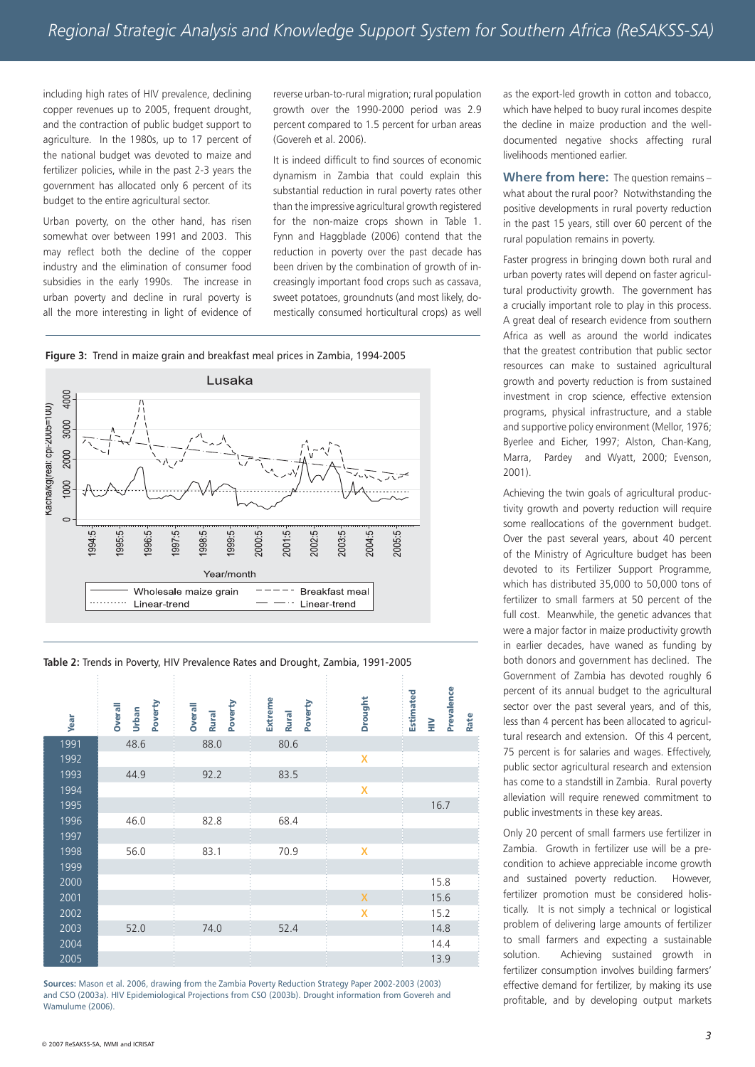including high rates of HIV prevalence, declining copper revenues up to 2005, frequent drought, and the contraction of public budget support to agriculture. In the 1980s, up to 17 percent of the national budget was devoted to maize and fertilizer policies, while in the past 2-3 years the government has allocated only 6 percent of its budget to the entire agricultural sector.

Urban poverty, on the other hand, has risen somewhat over between 1991 and 2003. This may reflect both the decline of the copper industry and the elimination of consumer food subsidies in the early 1990s. The increase in urban poverty and decline in rural poverty is all the more interesting in light of evidence of reverse urban-to-rural migration; rural population growth over the 1990-2000 period was 2.9 percent compared to 1.5 percent for urban areas (Govereh et al. 2006).

It is indeed difficult to find sources of economic dynamism in Zambia that could explain this substantial reduction in rural poverty rates other than the impressive agricultural growth registered for the non-maize crops shown in Table 1. Fynn and Haggblade (2006) contend that the reduction in poverty over the past decade has been driven by the combination of growth of increasingly important food crops such as cassava, sweet potatoes, groundnuts (and most likely, domestically consumed horticultural crops) as well as the export-led growth in cotton and tobacco, which have helped to buoy rural incomes despite the decline in maize production and the well-documented negative shocks affecting rural livelihoods mentioned earlier.

**Figure 3:** Trend in maize grain and breakfast meal prices in Zambia, 1994-2005

**Table 2:** Trends in Poverty, HIV Prevalence Rates and Drought, Zambia, 1991-2005

| Year | Overall Urban Poverty | Overall Rural Poverty | Extreme Rural Poverty | Drought | Estimated HIV Prevalence Rate |
|---|---|---|---|---|---|
| 1991 | 48.6 | 88.0 | 80.6 | | |
| 1992 | | | | X | |
| 1993 | 44.9 | 92.2 | 83.5 | | |
| 1994 | | | | X | |
| 1995 | | | | | 16.7 |
| 1996 | 46.0 | 82.8 | 68.4 | | |
| 1997 | | | | | |
| 1998 | 56.0 | 83.1 | 70.9 | X | |
| 1999 | | | | | |
| 2000 | | | | | 15.8 |
| 2001 | | | | X | 15.6 |
| 2002 | | | | X | 15.2 |
| 2003 | 52.0 | 74.0 | 52.4 | | 14.8 |
| 2004 | | | | | 14.4 |
| 2005 | | | | | 13.9 |

**Sources:** Mason et al. 2006, drawing from the Zambia Poverty Reduction Strategy Paper 2002-2003 (2003) and CSO (2003a). HIV Epidemiological Projections from CSO (2003b). Drought information from Govereh and Wamulume (2006).

**Where from here:** The question remains – what about the rural poor? Notwithstanding the positive developments in rural poverty reduction in the past 15 years, still over 60 percent of the rural population remains in poverty.

Faster progress in bringing down both rural and urban poverty rates will depend on faster agricultural productivity growth. The government has a crucially important role to play in this process. A great deal of research evidence from southern Africa as well as around the world indicates that the greatest contribution that public sector resources can make to sustained agricultural growth and poverty reduction is from sustained investment in crop science, effective extension programs, physical infrastructure, and a stable and supportive policy environment (Mellor, 1976; Byerlee and Eicher, 1997; Alston, Chan-Kang, Marra, Pardey and Wyatt, 2000; Evenson, 2001).

Achieving the twin goals of agricultural productivity growth and poverty reduction will require some reallocations of the government budget. Over the past several years, about 40 percent of the Ministry of Agriculture budget has been devoted to its Fertilizer Support Programme, which has distributed 35,000 to 50,000 tons of fertilizer to small farmers at 50 percent of the full cost. Meanwhile, the genetic advances that were a major factor in maize productivity growth in earlier decades, have waned as funding by both donors and government has declined. The Government of Zambia has devoted roughly 6 percent of its annual budget to the agricultural sector over the past several years, and of this, less than 4 percent has been allocated to agricultural research and extension. Of this 4 percent, 75 percent is for salaries and wages. Effectively, public sector agricultural research and extension has come to a standstill in Zambia. Rural poverty alleviation will require renewed commitment to public investments in these key areas.

Only 20 percent of small farmers use fertilizer in Zambia. Growth in fertilizer use will be a precondition to achieve appreciable income growth and sustained poverty reduction. However, fertilizer promotion must be considered holistically. It is not simply a technical or logistical problem of delivering large amounts of fertilizer to small farmers and expecting a sustainable solution. Achieving sustained growth in fertilizer consumption involves building farmers' effective demand for fertilizer, by making its use profitable, and by developing output markets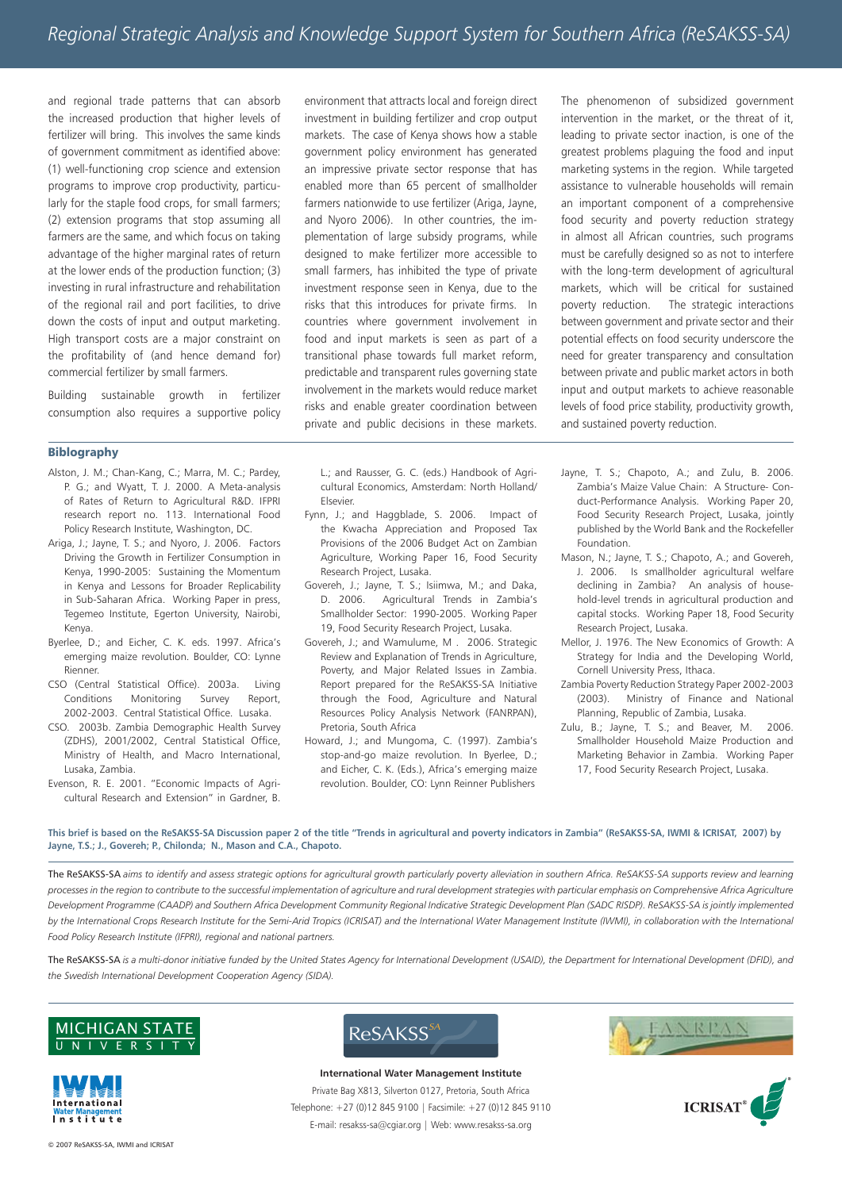and regional trade patterns that can absorb the increased production that higher levels of fertilizer will bring. This involves the same kinds of government commitment as identified above: (1) well-functioning crop science and extension programs to improve crop productivity, particularly for the staple food crops, for small farmers; (2) extension programs that stop assuming all farmers are the same, and which focus on taking advantage of the higher marginal rates of return at the lower ends of the production function; (3) investing in rural infrastructure and rehabilitation of the regional rail and port facilities, to drive down the costs of input and output marketing. High transport costs are a major constraint on the profitability of (and hence demand for) commercial fertilizer by small farmers.

Building sustainable growth in fertilizer consumption also requires a supportive policy environment that attracts local and foreign direct investment in building fertilizer and crop output markets. The case of Kenya shows how a stable government policy environment has generated an impressive private sector response that has enabled more than 65 percent of smallholder farmers nationwide to use fertilizer (Ariga, Jayne, and Nyoro 2006). In other countries, the implementation of large subsidy programs, while designed to make fertilizer more accessible to small farmers, has inhibited the type of private investment response seen in Kenya, due to the risks that this introduces for private firms. In countries where government involvement in food and input markets is seen as part of a transitional phase towards full market reform, predictable and transparent rules governing state involvement in the markets would reduce market risks and enable greater coordination between private and public decisions in these markets.

The phenomenon of subsidized government intervention in the market, or the threat of it, leading to private sector inaction, is one of the greatest problems plaguing the food and input marketing systems in the region. While targeted assistance to vulnerable households will remain an important component of a comprehensive food security and poverty reduction strategy in almost all African countries, such programs must be carefully designed so as not to interfere with the long-term development of agricultural markets, which will be critical for sustained poverty reduction. The strategic interactions between government and private sector and their potential effects on food security underscore the need for greater transparency and consultation between private and public market actors in both input and output markets to achieve reasonable levels of food price stability, productivity growth, and sustained poverty reduction.

## Biblography

- Alston, J. M.; Chan-Kang, C.; Marra, M. C.; Pardey, P. G.; and Wyatt, T. J. 2000. A Meta-analysis of Rates of Return to Agricultural R&D. IFPRI research report no. 113. International Food Policy Research Institute, Washington, DC.
- Ariga, J.; Jayne, T. S.; and Nyoro, J. 2006. Factors Driving the Growth in Fertilizer Consumption in Kenya, 1990-2005: Sustaining the Momentum in Kenya and Lessons for Broader Replicability in Sub-Saharan Africa. Working Paper in press, Tegemeo Institute, Egerton University, Nairobi, Kenya.
- Byerlee, D.; and Eicher, C. K. eds. 1997. Africa's emerging maize revolution. Boulder, CO: Lynne Rienner.
- CSO (Central Statistical Office). 2003a. Living Conditions Monitoring Survey Report, 2002-2003. Central Statistical Office. Lusaka.
- CSO. 2003b. Zambia Demographic Health Survey (ZDHS), 2001/2002, Central Statistical Office, Ministry of Health, and Macro International, Lusaka, Zambia.
- Evenson, R. E. 2001. "Economic Impacts of Agricultural Research and Extension" in Gardner, B. L.; and Rausser, G. C. (eds.) Handbook of Agricultural Economics, Amsterdam: North Holland/ Elsevier.
- Fynn, J.; and Haggblade, S. 2006. Impact of the Kwacha Appreciation and Proposed Tax Provisions of the 2006 Budget Act on Zambian Agriculture, Working Paper 16, Food Security Research Project, Lusaka.
- Govereh, J.; Jayne, T. S.; Isiimwa, M.; and Daka, D. 2006. Agricultural Trends in Zambia's Smallholder Sector: 1990-2005. Working Paper 19, Food Security Research Project, Lusaka.
- Govereh, J.; and Wamulume, M . 2006. Strategic Review and Explanation of Trends in Agriculture, Poverty, and Major Related Issues in Zambia. Report prepared for the ReSAKSS-SA Initiative through the Food, Agriculture and Natural Resources Policy Analysis Network (FANRPAN), Pretoria, South Africa
- Howard, J.; and Mungoma, C. (1997). Zambia's stop-and-go maize revolution. In Byerlee, D.; and Eicher, C. K. (Eds.), Africa's emerging maize revolution. Boulder, CO: Lynn Reinner Publishers
- Jayne, T. S.; Chapoto, A.; and Zulu, B. 2006. Zambia's Maize Value Chain: A Structure- Conduct-Performance Analysis. Working Paper 20, Food Security Research Project, Lusaka, jointly published by the World Bank and the Rockefeller Foundation.
- Mason, N.; Jayne, T. S.; Chapoto, A.; and Govereh, J. 2006. Is smallholder agricultural welfare declining in Zambia? An analysis of household-level trends in agricultural production and capital stocks. Working Paper 18, Food Security Research Project, Lusaka.
- Mellor, J. 1976. The New Economics of Growth: A Strategy for India and the Developing World, Cornell University Press, Ithaca.
- Zambia Poverty Reduction Strategy Paper 2002-2003 (2003). Ministry of Finance and National Planning, Republic of Zambia, Lusaka.
- Zulu, B.; Jayne, T. S.; and Beaver, M. 2006. Smallholder Household Maize Production and Marketing Behavior in Zambia. Working Paper 17, Food Security Research Project, Lusaka.

**This brief is based on the ReSAKSS-SA Discussion paper 2 of the title "Trends in agricultural and poverty indicators in Zambia" (ReSAKSS-SA, IWMI & ICRISAT, 2007) by Jayne, T.S.; J., Govereh; P., Chilonda; N., Mason and C.A., Chapoto.**

The ReSAKSS-SA *aims to identify and assess strategic options for agricultural growth particularly poverty alleviation in southern Africa. ReSAKSS-SA supports review and learning processes in the region to contribute to the successful implementation of agriculture and rural development strategies with particular emphasis on Comprehensive Africa Agriculture Development Programme (CAADP) and Southern Africa Development Community Regional Indicative Strategic Development Plan (SADC RISDP). ReSAKSS-SA is jointly implemented by the International Crops Research Institute for the Semi-Arid Tropics (ICRISAT) and the International Water Management Institute (IWMI), in collaboration with the International Food Policy Research Institute (IFPRI), regional and national partners.*

The ReSAKSS-SA *is a multi-donor initiative funded by the United States Agency for International Development (USAID), the Department for International Development (DFID), and the Swedish International Development Cooperation Agency (SIDA).*

MICHIGAN STATE UNIVERSITY

ReSAKSS SA

FANRPAN

International Water Management Institute

**International Water Management Institute**
Private Bag X813, Silverton 0127, Pretoria, South Africa
Telephone: +27 (0)12 845 9100 | Facsimile: +27 (0)12 845 9110
E-mail: resakss-sa@cgiar.org | Web: www.resakss-sa.org

ICRISAT

© 2007 ReSAKSS-SA, IWMI and ICRISAT